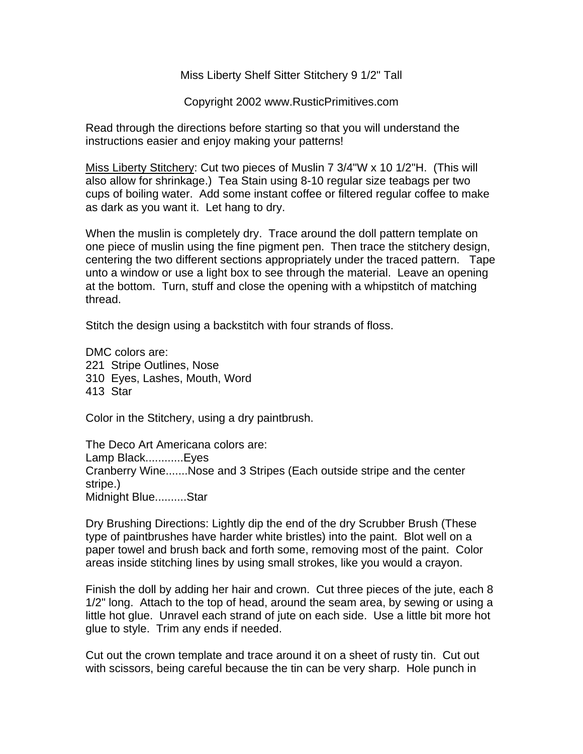Miss Liberty Shelf Sitter Stitchery 9 1/2" Tall

Copyright 2002 www.RusticPrimitives.com

Read through the directions before starting so that you will understand the instructions easier and enjoy making your patterns!

<u>Miss Liberty Stitchery</u>: Cut two pieces of Muslin 7 3/4"W x 10 1/2"H. (This will also allow for shrinkage.) Tea Stain using 8-10 regular size teabags per two cups of boiling water. Add some instant coffee or filtered regular coffee to make as dark as you want it. Let hang to dry.

When the muslin is completely dry. Trace around the doll pattern template on one piece of muslin using the fine pigment pen. Then trace the stitchery design, centering the two different sections appropriately under the traced pattern. Tape unto a window or use a light box to see through the material. Leave an opening at the bottom. Turn, stuff and close the opening with a whipstitch of matching thread.

Stitch the design using a backstitch with four strands of floss.

DMC colors are:
221 Stripe Outlines, Nose
310 Eyes, Lashes, Mouth, Word
413 Star

Color in the Stitchery, using a dry paintbrush.

The Deco Art Americana colors are:
Lamp Black............Eyes
Cranberry Wine.......Nose and 3 Stripes (Each outside stripe and the center stripe.)
Midnight Blue..........Star

Dry Brushing Directions: Lightly dip the end of the dry Scrubber Brush (These type of paintbrushes have harder white bristles) into the paint. Blot well on a paper towel and brush back and forth some, removing most of the paint. Color areas inside stitching lines by using small strokes, like you would a crayon.

Finish the doll by adding her hair and crown. Cut three pieces of the jute, each 8 1/2" long. Attach to the top of head, around the seam area, by sewing or using a little hot glue. Unravel each strand of jute on each side. Use a little bit more hot glue to style. Trim any ends if needed.

Cut out the crown template and trace around it on a sheet of rusty tin. Cut out with scissors, being careful because the tin can be very sharp. Hole punch in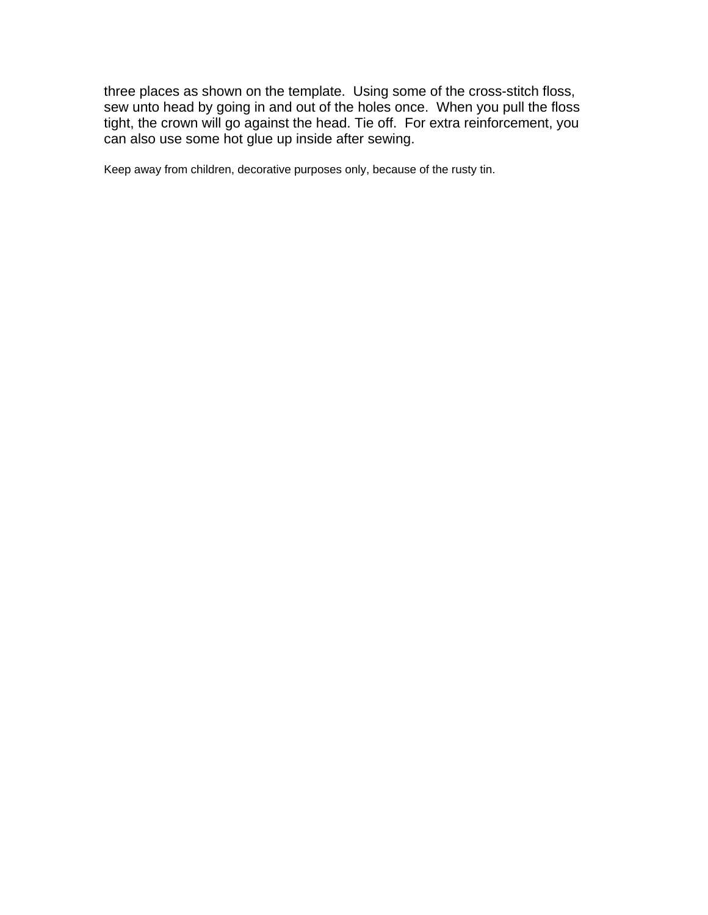three places as shown on the template. Using some of the cross-stitch floss, sew unto head by going in and out of the holes once. When you pull the floss tight, the crown will go against the head. Tie off. For extra reinforcement, you can also use some hot glue up inside after sewing.

Keep away from children, decorative purposes only, because of the rusty tin.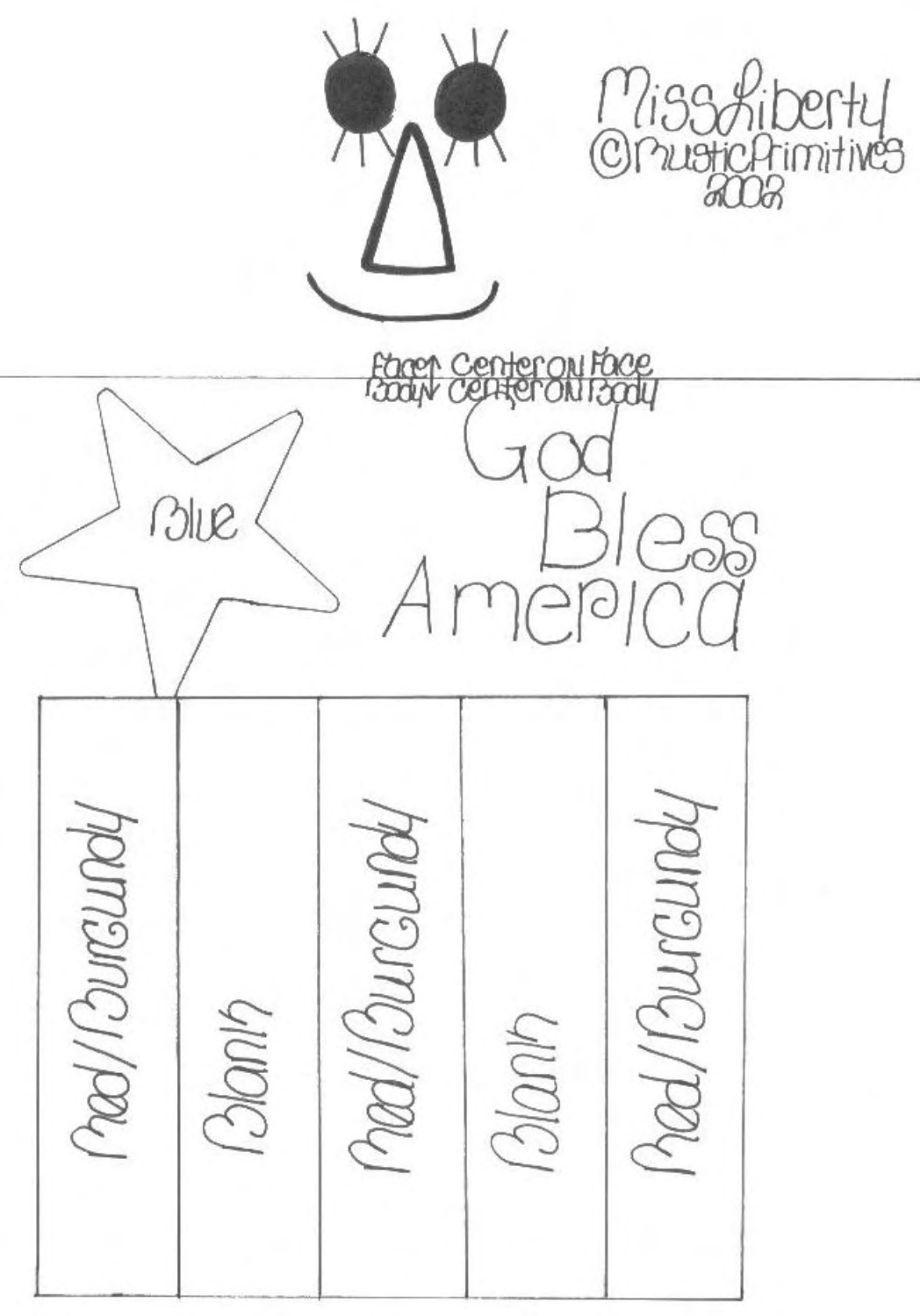Miss Liberty
©RusticPrimitives
2002

Face↑ Center on Face
Body↓ Center on Body

God
Bless
America

Blue

Red/Burgundy

Blank

Red/Burgundy

Blank

Red/Burgundy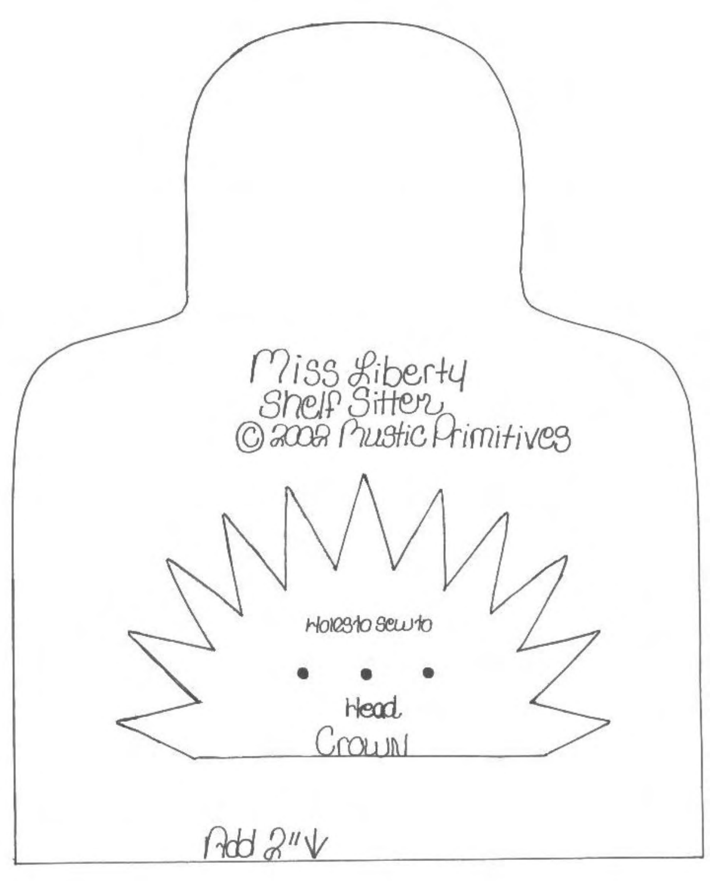Miss Liberty
Shelf Sitter
© 2002 Rustic Primitives

Holes to sew to

Head

Crown

Add 2" ↓